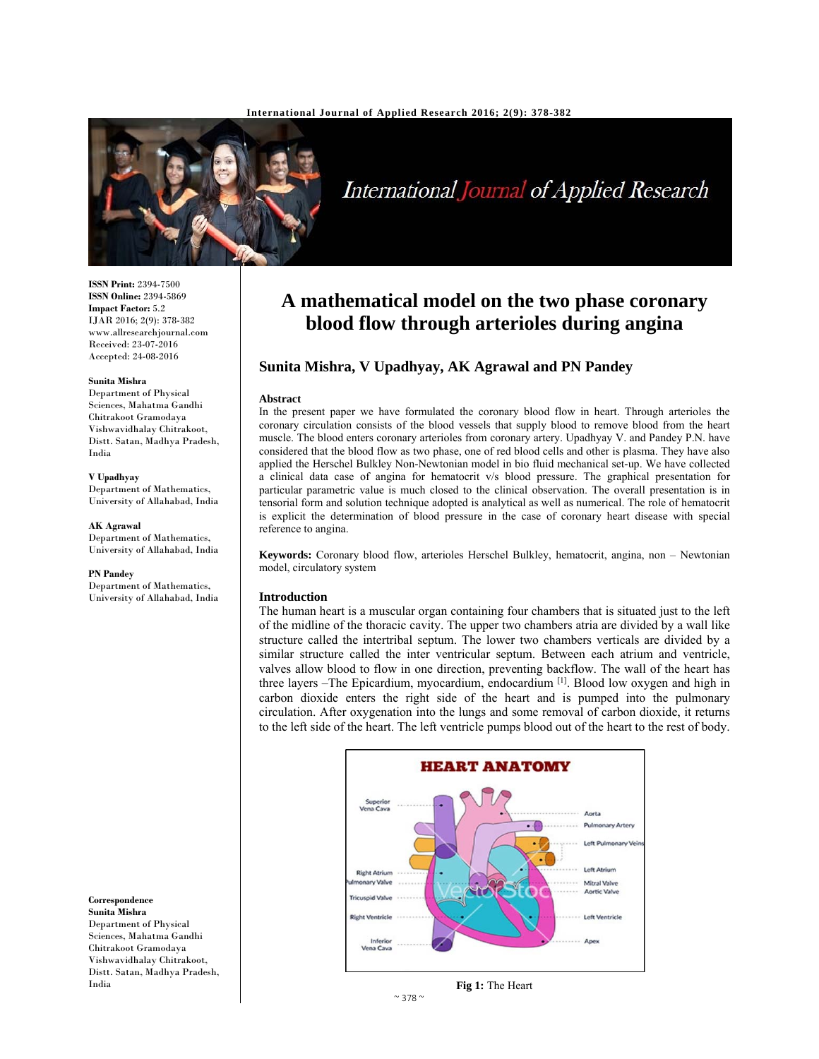ISSN Print: 2394-7500
ISSN Online: 2394-5869
Impact Factor: 5.2
IJAR 2016; 2(9): 378-382
www.allresearchjournal.com
Received: 23-07-2016
Accepted: 24-08-2016

**Sunita Mishra**
Department of Physical Sciences, Mahatma Gandhi Chitrakoot Gramodaya Vishwavidhalay Chitrakoot, Distt. Satan, Madhya Pradesh, India

**V Upadhyay**
Department of Mathematics, University of Allahabad, India

**AK Agrawal**
Department of Mathematics, University of Allahabad, India

**PN Pandey**
Department of Mathematics, University of Allahabad, India

**Correspondence**
**Sunita Mishra**
Department of Physical Sciences, Mahatma Gandhi Chitrakoot Gramodaya Vishwavidhalay Chitrakoot, Distt. Satan, Madhya Pradesh, India

# A mathematical model on the two phase coronary blood flow through arterioles during angina

## Sunita Mishra, V Upadhyay, AK Agrawal and PN Pandey

### Abstract

In the present paper we have formulated the coronary blood flow in heart. Through arterioles the coronary circulation consists of the blood vessels that supply blood to remove blood from the heart muscle. The blood enters coronary arterioles from coronary artery. Upadhyay V. and Pandey P.N. have considered that the blood flow as two phase, one of red blood cells and other is plasma. They have also applied the Herschel Bulkley Non-Newtonian model in bio fluid mechanical set-up. We have collected a clinical data case of angina for hematocrit v/s blood pressure. The graphical presentation for particular parametric value is much closed to the clinical observation. The overall presentation is in tensorial form and solution technique adopted is analytical as well as numerical. The role of hematocrit is explicit the determination of blood pressure in the case of coronary heart disease with special reference to angina.

**Keywords:** Coronary blood flow, arterioles Herschel Bulkley, hematocrit, angina, non – Newtonian model, circulatory system

### Introduction

The human heart is a muscular organ containing four chambers that is situated just to the left of the midline of the thoracic cavity. The upper two chambers atria are divided by a wall like structure called the intertribal septum. The lower two chambers verticals are divided by a similar structure called the inter ventricular septum. Between each atrium and ventricle, valves allow blood to flow in one direction, preventing backflow. The wall of the heart has three layers –The Epicardium, myocardium, endocardium [1]. Blood low oxygen and high in carbon dioxide enters the right side of the heart and is pumped into the pulmonary circulation. After oxygenation into the lungs and some removal of carbon dioxide, it returns to the left side of the heart. The left ventricle pumps blood out of the heart to the rest of body.

**Fig 1:** The Heart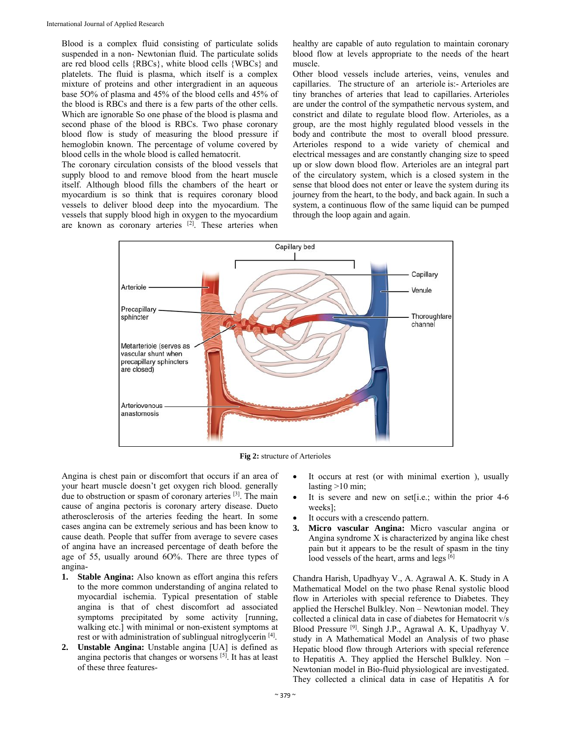Blood is a complex fluid consisting of particulate solids suspended in a non- Newtonian fluid. The particulate solids are red blood cells {RBCs}, white blood cells {WBCs} and platelets. The fluid is plasma, which itself is a complex mixture of proteins and other intergradient in an aqueous base 5O% of plasma and 45% of the blood cells and 45% of the blood is RBCs and there is a few parts of the other cells. Which are ignorable So one phase of the blood is plasma and second phase of the blood is RBCs. Two phase coronary blood flow is study of measuring the blood pressure if hemoglobin known. The percentage of volume covered by blood cells in the whole blood is called hematocrit.

The coronary circulation consists of the blood vessels that supply blood to and remove blood from the heart muscle itself. Although blood fills the chambers of the heart or myocardium is so think that is requires coronary blood vessels to deliver blood deep into the myocardium. The vessels that supply blood high in oxygen to the myocardium are known as coronary arteries [2]. These arteries when healthy are capable of auto regulation to maintain coronary blood flow at levels appropriate to the needs of the heart muscle.

Other blood vessels include arteries, veins, venules and capillaries. The structure of an arteriole is:- Arterioles are tiny branches of arteries that lead to capillaries. Arterioles are under the control of the sympathetic nervous system, and constrict and dilate to regulate blood flow. Arterioles, as a group, are the most highly regulated blood vessels in the body and contribute the most to overall blood pressure. Arterioles respond to a wide variety of chemical and electrical messages and are constantly changing size to speed up or slow down blood flow. Arterioles are an integral part of the circulatory system, which is a closed system in the sense that blood does not enter or leave the system during its journey from the heart, to the body, and back again. In such a system, a continuous flow of the same liquid can be pumped through the loop again and again.

**Fig 2:** structure of Arterioles

Angina is chest pain or discomfort that occurs if an area of your heart muscle doesn't get oxygen rich blood. generally due to obstruction or spasm of coronary arteries [3]. The main cause of angina pectoris is coronary artery disease. Dueto atherosclerosis of the arteries feeding the heart. In some cases angina can be extremely serious and has been know to cause death. People that suffer from average to severe cases of angina have an increased percentage of death before the age of 55, usually around 6O%. There are three types of angina-

1. **Stable Angina:** Also known as effort angina this refers to the more common understanding of angina related to myocardial ischemia. Typical presentation of stable angina is that of chest discomfort ad associated symptoms precipitated by some activity [running, walking etc.] with minimal or non-existent symptoms at rest or with administration of sublingual nitroglycerin [4].
2. **Unstable Angina:** Unstable angina [UA] is defined as angina pectoris that changes or worsens [5]. It has at least of these three features-
   - It occurs at rest (or with minimal exertion ), usually lasting >10 min;
   - It is severe and new on set[i.e.; within the prior 4-6 weeks];
   - It occurs with a crescendo pattern.
3. **Micro vascular Angina:** Micro vascular angina or Angina syndrome X is characterized by angina like chest pain but it appears to be the result of spasm in the tiny lood vessels of the heart, arms and legs [6]

Chandra Harish, Upadhyay V., A. Agrawal A. K. Study in A Mathematical Model on the two phase Renal systolic blood flow in Arterioles with special reference to Diabetes. They applied the Herschel Bulkley. Non – Newtonian model. They collected a clinical data in case of diabetes for Hematocrit v/s Blood Pressure [9]. Singh J.P., Agrawal A. K, Upadhyay V. study in A Mathematical Model an Analysis of two phase Hepatic blood flow through Arteriors with special reference to Hepatitis A. They applied the Herschel Bulkley. Non – Newtonian model in Bio-fluid physiological are investigated. They collected a clinical data in case of Hepatitis A for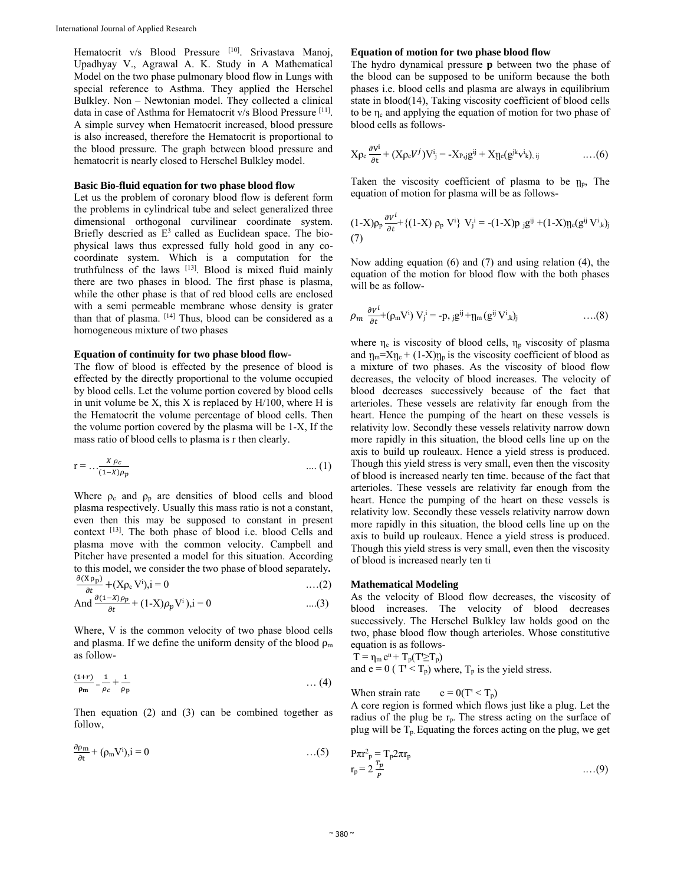Hematocrit v/s Blood Pressure [10]. Srivastava Manoj, Upadhyay V., Agrawal A. K. Study in A Mathematical Model on the two phase pulmonary blood flow in Lungs with special reference to Asthma. They applied the Herschel Bulkley. Non – Newtonian model. They collected a clinical data in case of Asthma for Hematocrit v/s Blood Pressure [11]. A simple survey when Hematocrit increased, blood pressure is also increased, therefore the Hematocrit is proportional to the blood pressure. The graph between blood pressure and hematocrit is nearly closed to Herschel Bulkley model.

**Basic Bio-fluid equation for two phase blood flow**

Let us the problem of coronary blood flow is deferent form the problems in cylindrical tube and select generalized three dimensional orthogonal curvilinear coordinate system. Briefly descried as $E^3$ called as Euclidean space. The bio-physical laws thus expressed fully hold good in any co-coordinate system. Which is a computation for the truthfulness of the laws [13]. Blood is mixed fluid mainly there are two phases in blood. The first phase is plasma, while the other phase is that of red blood cells are enclosed with a semi permeable membrane whose density is grater than that of plasma. [14] Thus, blood can be considered as a homogeneous mixture of two phases

**Equation of continuity for two phase blood flow-**

The flow of blood is effected by the presence of blood is effected by the directly proportional to the volume occupied by blood cells. Let the volume portion covered by blood cells in unit volume be X, this X is replaced by H/100, where H is the Hematocrit the volume percentage of blood cells. Then the volume portion covered by the plasma will be 1-X, If the mass ratio of blood cells to plasma is r then clearly.

$$r = \dots\frac{X\,\rho_c}{(1-X)\rho_p} \quad \text{.... (1)}$$

Where $\rho_c$ and $\rho_p$ are densities of blood cells and blood plasma respectively. Usually this mass ratio is not a constant, even then this may be supposed to constant in present context [13]. The both phase of blood i.e. blood Cells and plasma move with the common velocity. Campbell and Pitcher have presented a model for this situation. According to this model, we consider the two phase of blood separately.

$$\frac{\partial(X\rho_p)}{\partial t} + (X\rho_c V^i)_{,i} = 0 \quad \text{....(2)}$$

$$\text{And } \frac{\partial(1-X)\rho_p}{\partial t} + ((1-X)\rho_p V^i)_{,i} = 0 \quad \text{....(3)}$$

Where, V is the common velocity of two phase blood cells and plasma. If we define the uniform density of the blood $\rho_m$ as follow-

$$\frac{(1+r)}{\rho_m} = \frac{1}{\rho_c} + \frac{1}{\rho_p} \quad \text{... (4)}$$

Then equation (2) and (3) can be combined together as follow,

$$\frac{\partial\rho_m}{\partial t} + (\rho_m V^i)_{,i} = 0 \quad \text{...(5)}$$

**Equation of motion for two phase blood flow**

The hydro dynamical pressure **p** between two the phase of the blood can be supposed to be uniform because the both phases i.e. blood cells and plasma are always in equilibrium state in blood(14), Taking viscosity coefficient of blood cells to be $\eta_c$ and applying the equation of motion for two phase of blood cells as follows-

$$X\rho_c \frac{\partial V^i}{\partial t} + (X\rho_c V^j)V^i_{,j} = -X p_{,j} g^{ij} + X\eta_c (g^{jk} v^i_{,k})_{,ij} \quad \text{....(6)}$$

Taken the viscosity coefficient of plasma to be $\eta_p$, The equation of motion for plasma will be as follows-

$$(1-X)\rho_p \frac{\partial V^i}{\partial t} + \{(1-X)\rho_p V^i\} V^i_{,j} = -(1-X) p_{,j} g^{ij} + (1-X)\eta_c (g^{ij} V^i_{,k})_j \quad (7)$$

Now adding equation (6) and (7) and using relation (4), the equation of the motion for blood flow with the both phases will be as follow-

$$\rho_m \frac{\partial V^i}{\partial t} + (\rho_m V^i) V^i_{,j} = -p_{,j} g^{ij} + \eta_m (g^{ij} V^i_{,k})_j \quad \text{....(8)}$$

where $\eta_c$ is viscosity of blood cells, $\eta_p$ viscosity of plasma and $\eta_m = X\eta_c + (1-X)\eta_p$ is the viscosity coefficient of blood as a mixture of two phases. As the viscosity of blood flow decreases, the velocity of blood increases. The velocity of blood decreases successively because of the fact that arterioles. These vessels are relativity far enough from the heart. Hence the pumping of the heart on these vessels is relativity low. Secondly these vessels relativity narrow down more rapidly in this situation, the blood cells line up on the axis to build up rouleaux. Hence a yield stress is produced. Though this yield stress is very small, even then the viscosity of blood is increased nearly ten time. because of the fact that arterioles. These vessels are relativity far enough from the heart. Hence the pumping of the heart on these vessels is relativity low. Secondly these vessels relativity narrow down more rapidly in this situation, the blood cells line up on the axis to build up rouleaux. Hence a yield stress is produced. Though this yield stress is very small, even then the viscosity of blood is increased nearly ten ti

**Mathematical Modeling**

As the velocity of Blood flow decreases, the viscosity of blood increases. The velocity of blood decreases successively. The Herschel Bulkley law holds good on the two, phase blood flow though arterioles. Whose constitutive equation is as follows-

$T = \eta_m e^n + T_p (T' \geq T_p)$

and $e = 0$ ( $T' < T_p$) where, $T_p$ is the yield stress.

When strain rate $e = 0 (T' < T_p)$

A core region is formed which flows just like a plug. Let the radius of the plug be $r_p$. The stress acting on the surface of plug will be $T_p$. Equating the forces acting on the plug, we get

$$P\pi r_p^2 = T_p 2\pi r_p$$

$$r_p = 2\frac{T_p}{P} \quad \text{....(9)}$$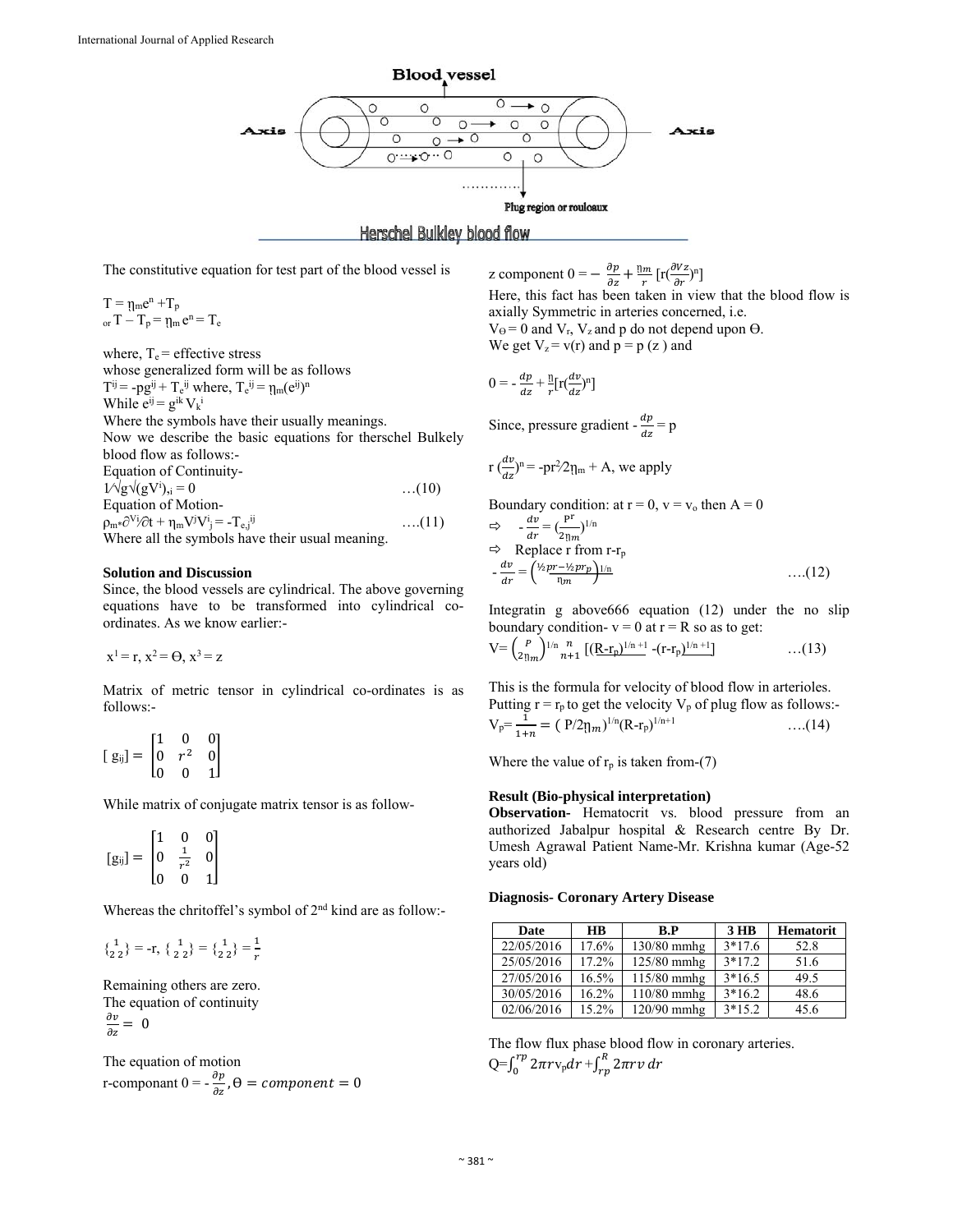The constitutive equation for test part of the blood vessel is

$T = \eta_m e^n + T_p$

or $T - T_p = \eta_m e^n = T_e$

where, $T_e$ = effective stress

whose generalized form will be as follows

$T^{ij} = -pg^{ij} + T_e^{ij}$ where, $T_e^{ij} = \eta_m (e^{ij})^n$

While $e^{ij} = g^{ik} V_k^i$

Where the symbols have their usually meanings.

Now we describe the basic equations for therschel Bulkely blood flow as follows:-

Equation of Continuity-

$$1/\sqrt{g}\sqrt{(gV^i)}_{,i} = 0 \quad \ldots(10)$$

Equation of Motion-

$$\rho_m \partial V^i/\partial t + \eta_m V^j V^i_j = -T_{e,j}^{ij} \quad \ldots.(11)$$

Where all the symbols have their usual meaning.

**Solution and Discussion**

Since, the blood vessels are cylindrical. The above governing equations have to be transformed into cylindrical co-ordinates. As we know earlier:-

$x^1 = r$, $x^2 = \Theta$, $x^3 = z$

Matrix of metric tensor in cylindrical co-ordinates is as follows:-

$$[g_{ij}] = \begin{bmatrix} 1 & 0 & 0 \\ 0 & r^2 & 0 \\ 0 & 0 & 1 \end{bmatrix}$$

While matrix of conjugate matrix tensor is as follow-

$$[g_{ij}] = \begin{bmatrix} 1 & 0 & 0 \\ 0 & \frac{1}{r^2} & 0 \\ 0 & 0 & 1 \end{bmatrix}$$

Whereas the chritoffel's symbol of 2nd kind are as follow:-

$$\left\{ {1 \atop 2\,2} \right\} = -r, \left\{ {1 \atop 2\,2} \right\} = \left\{ {1 \atop 2\,2} \right\} = \frac{1}{r}$$

Remaining others are zero.

The equation of continuity

$$\frac{\partial v}{\partial z} = 0$$

The equation of motion

r-componant $0 = -\frac{\partial p}{\partial z}$, $\Theta = component = 0$

z component $0 = -\frac{\partial p}{\partial z} + \frac{\eta_m}{r}[r(\frac{\partial v_z}{\partial r})^n]$

Here, this fact has been taken in view that the blood flow is axially Symmetric in arteries concerned, i.e.

$V_\Theta = 0$ and $V_r$, $V_z$ and p do not depend upon $\Theta$.

We get $V_z = v(r)$ and $p = p(z)$ and

$$0 = -\frac{dp}{dz} + \frac{\eta}{r}[r(\frac{dv}{dz})^n]$$

Since, pressure gradient $-\frac{dp}{dz} = p$

$r(\frac{dv}{dz})^n = -pr^2/2\eta_m + A$, we apply

Boundary condition: at $r = 0$, $v = v_o$ then $A = 0$

⇨ $-\frac{dv}{dr} = (\frac{pr}{2\eta_m})^{1/n}$

⇨ Replace r from $r-r_p$

$$-\frac{dv}{dr} = \left(\frac{\frac{1}{2}pr - \frac{1}{2}pr_p}{\eta_m}\right)^{1/n} \quad \ldots.(12)$$

Integratin g above666 equation (12) under the no slip boundary condition- $v = 0$ at $r = R$ so as to get:

$$V = \left(\frac{P}{2\eta_m}\right)^{1/n} \frac{n}{n+1}[(R-r_p)^{1/n+1} - (r-r_p)^{1/n+1}] \quad \ldots(13)$$

This is the formula for velocity of blood flow in arterioles.

Putting $r = r_p$ to get the velocity $V_p$ of plug flow as follows:-

$$V_p = \frac{1}{1+n} = (P/2\eta_m)^{1/n}(R-r_p)^{1/n+1} \quad \ldots.(14)$$

Where the value of $r_p$ is taken from-(7)

**Result (Bio-physical interpretation)**

**Observation-** Hematocrit vs. blood pressure from an authorized Jabalpur hospital & Research centre By Dr. Umesh Agrawal Patient Name-Mr. Krishna kumar (Age-52 years old)

**Diagnosis- Coronary Artery Disease**

| Date | HB | B.P | 3 HB | Hematorit |
|---|---|---|---|---|
| 22/05/2016 | 17.6% | 130/80 mmhg | 3*17.6 | 52.8 |
| 25/05/2016 | 17.2% | 125/80 mmhg | 3*17.2 | 51.6 |
| 27/05/2016 | 16.5% | 115/80 mmhg | 3*16.5 | 49.5 |
| 30/05/2016 | 16.2% | 110/80 mmhg | 3*16.2 | 48.6 |
| 02/06/2016 | 15.2% | 120/90 mmhg | 3*15.2 | 45.6 |

The flow flux phase blood flow in coronary arteries.

$$Q = \int_0^{rp} 2\pi r v_p dr + \int_{rp}^{R} 2\pi r v\, dr$$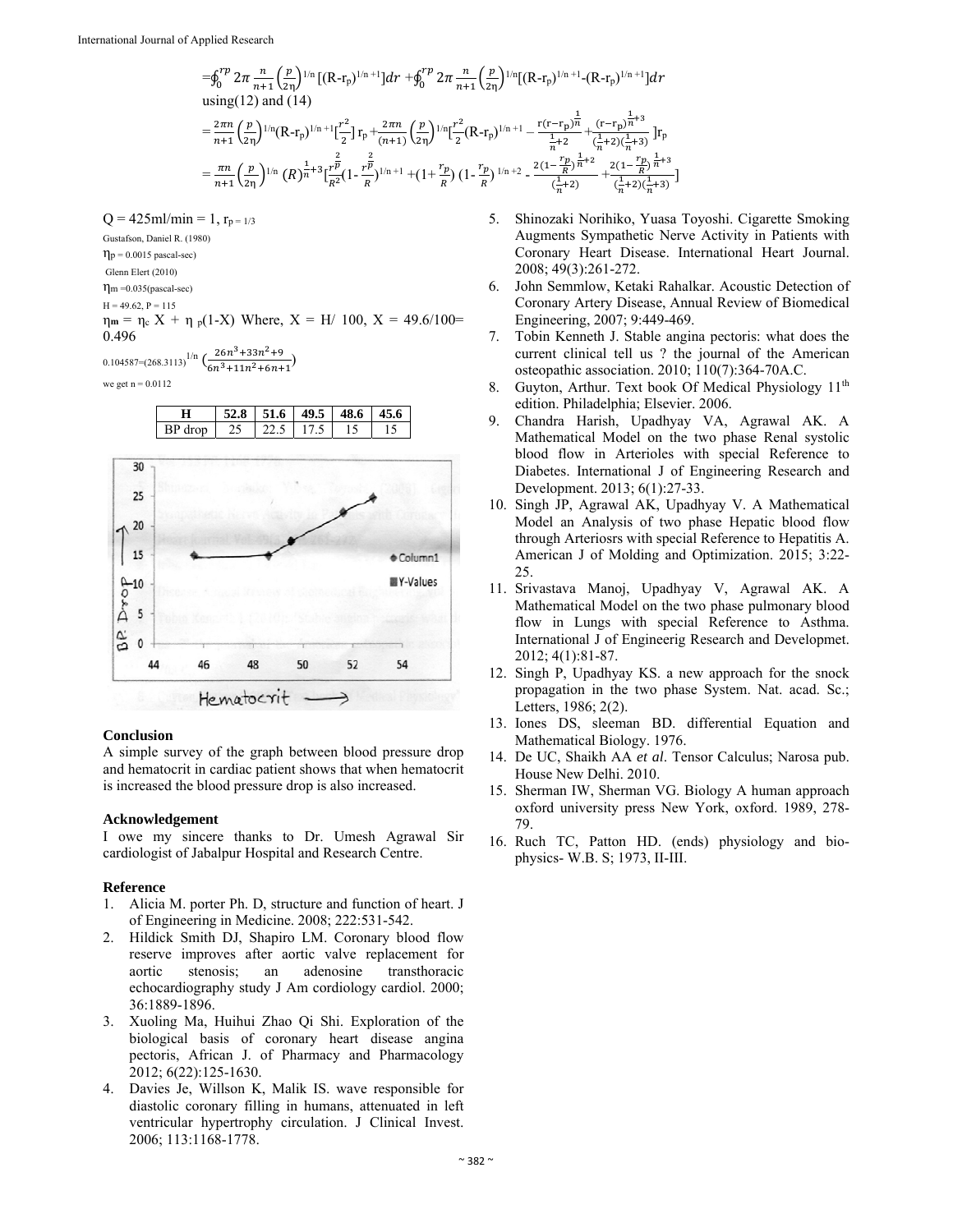$$=\oint_0^{r_p} 2\pi \frac{n}{n+1}\left(\frac{p}{2\eta}\right)^{1/n}[(R-r_p)^{1/n+1}]dr + \oint_0^{r_p} 2\pi \frac{n}{n+1}\left(\frac{p}{2\eta}\right)^{1/n}[(R-r_p)^{1/n+1}-(R-r_p)^{1/n+1}]dr$$

using(12) and (14)

$$= \frac{2\pi n}{n+1}\left(\frac{p}{2\eta}\right)^{1/n}(R-r_p)^{1/n+1}\left[\frac{r^2}{2}\right] r_p + \frac{2\pi n}{(n+1)}\left(\frac{p}{2\eta}\right)^{1/n}\left[\frac{r^2}{2}(R-r_p)^{1/n+1} - \frac{r(r-r_p)^{\frac{1}{n}}}{\frac{1}{n}+2} + \frac{(r-r_p)^{\frac{1}{n}+3}}{(\frac{1}{n}+2)(\frac{1}{n}+3)}\right] r_p$$

$$= \frac{\pi n}{n+1}\left(\frac{p}{2\eta}\right)^{1/n}(R)^{\frac{1}{n}+3}\left[\frac{r_p^{\frac{2}{}}}{R^2}\left(1-\frac{r_p^{\frac{2}{}}}{R}\right)^{1/n+1} + \left(1+\frac{r_p}{R}\right)\left(1-\frac{r_p}{R}\right)^{1/n+2} - \frac{2\left(1-\frac{r_p}{R}\right)^{\frac{1}{n}+2}}{(\frac{1}{n}+2)} + \frac{2\left(1-\frac{r_p}{R}\right)^{\frac{1}{n}+3}}{(\frac{1}{n}+2)(\frac{1}{n}+3)}\right]$$

$Q = 425$ml/min = 1, $r_{p=1/3}$

Gustafson, Daniel R. (1980)

$\eta_p = 0.0015$ pascal-sec)

Glenn Elert (2010)

$\eta_m = 0.035$(pascal-sec)

H = 49.62, P = 115

$\eta_m = \eta_c X + \eta_p(1-X)$ Where, X = H/ 100, X = 49.6/100= 0.496

$0.104587 = (268.3113)^{1/n}\left(\frac{26n^3+33n^2+9}{6n^3+11n^2+6n+1}\right)$

we get n = 0.0112

| H | 52.8 | 51.6 | 49.5 | 48.6 | 45.6 |
|---|---|---|---|---|---|
| BP drop | 25 | 22.5 | 17.5 | 15 | 15 |

30
25
20
15
10
5
0
44 46 48 50 52 54
BP Drop
Hematocrit
◆ Column1
■ Y-Values

## Conclusion

A simple survey of the graph between blood pressure drop and hematocrit in cardiac patient shows that when hematocrit is increased the blood pressure drop is also increased.

## Acknowledgement

I owe my sincere thanks to Dr. Umesh Agrawal Sir cardiologist of Jabalpur Hospital and Research Centre.

## Reference

1. Alicia M. porter Ph. D, structure and function of heart. J of Engineering in Medicine. 2008; 222:531-542.
2. Hildick Smith DJ, Shapiro LM. Coronary blood flow reserve improves after aortic valve replacement for aortic stenosis; an adenosine transthoracic echocardiography study J Am cordiology cardiol. 2000; 36:1889-1896.
3. Xuoling Ma, Huihui Zhao Qi Shi. Exploration of the biological basis of coronary heart disease angina pectoris, African J. of Pharmacy and Pharmacology 2012; 6(22):125-1630.
4. Davies Je, Willson K, Malik IS. wave responsible for diastolic coronary filling in humans, attenuated in left ventricular hypertrophy circulation. J Clinical Invest. 2006; 113:1168-1778.
5. Shinozaki Norihiko, Yuasa Toyoshi. Cigarette Smoking Augments Sympathetic Nerve Activity in Patients with Coronary Heart Disease. International Heart Journal. 2008; 49(3):261-272.
6. John Semmlow, Ketaki Rahalkar. Acoustic Detection of Coronary Artery Disease, Annual Review of Biomedical Engineering, 2007; 9:449-469.
7. Tobin Kenneth J. Stable angina pectoris: what does the current clinical tell us ? the journal of the American osteopathic association. 2010; 110(7):364-70A.C.
8. Guyton, Arthur. Text book Of Medical Physiology 11th edition. Philadelphia; Elsevier. 2006.
9. Chandra Harish, Upadhyay VA, Agrawal AK. A Mathematical Model on the two phase Renal systolic blood flow in Arterioles with special Reference to Diabetes. International J of Engineering Research and Development. 2013; 6(1):27-33.
10. Singh JP, Agrawal AK, Upadhyay V. A Mathematical Model an Analysis of two phase Hepatic blood flow through Arteriosrs with special Reference to Hepatitis A. American J of Molding and Optimization. 2015; 3:22-25.
11. Srivastava Manoj, Upadhyay V, Agrawal AK. A Mathematical Model on the two phase pulmonary blood flow in Lungs with special Reference to Asthma. International J of Engineerig Research and Developmet. 2012; 4(1):81-87.
12. Singh P, Upadhyay KS. a new approach for the snock propagation in the two phase System. Nat. acad. Sc.; Letters, 1986; 2(2).
13. Iones DS, sleeman BD. differential Equation and Mathematical Biology. 1976.
14. De UC, Shaikh AA *et al*. Tensor Calculus; Narosa pub. House New Delhi. 2010.
15. Sherman IW, Sherman VG. Biology A human approach oxford university press New York, oxford. 1989, 278-79.
16. Ruch TC, Patton HD. (ends) physiology and bio-physics- W.B. S; 1973, II-III.